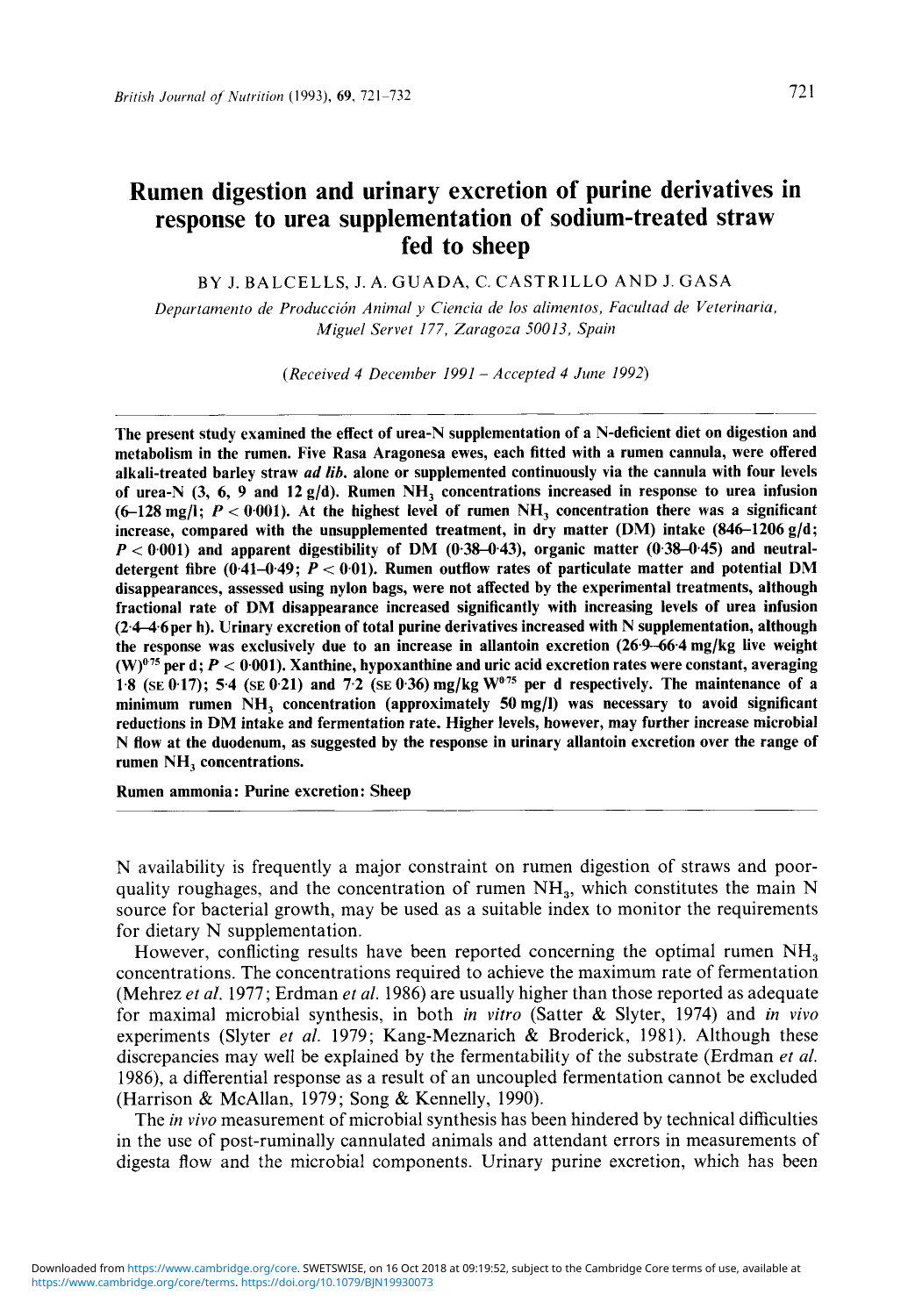# Rumen digestion and urinary excretion of purine derivatives in response to urea supplementation of sodium-treated straw fed to sheep

BY J. BALCELLS, J. A. GUADA, C. CASTRILLO AND J. GASA

*Departamento de Producción Animal y Ciencia de los alimentos, Facultad de Veterinaria, Miguel Servet 177, Zaragoza 50013, Spain*

*(Received 4 December 1991 – Accepted 4 June 1992)*

**The present study examined the effect of urea-N supplementation of a N-deficient diet on digestion and metabolism in the rumen. Five Rasa Aragonesa ewes, each fitted with a rumen cannula, were offered alkali-treated barley straw *ad lib.* alone or supplemented continuously via the cannula with four levels of urea-N (3, 6, 9 and 12 g/d). Rumen $NH_3$ concentrations increased in response to urea infusion (6–128 mg/l; $P < 0{\cdot}001$). At the highest level of rumen $NH_3$ concentration there was a significant increase, compared with the unsupplemented treatment, in dry matter (DM) intake (846–1206 g/d; $P < 0{\cdot}001$) and apparent digestibility of DM (0·38–0·43), organic matter (0·38–0·45) and neutral-detergent fibre (0·41–0·49; $P < 0{\cdot}01$). Rumen outflow rates of particulate matter and potential DM disappearances, assessed using nylon bags, were not affected by the experimental treatments, although fractional rate of DM disappearance increased significantly with increasing levels of urea infusion (2·4–4·6 per h). Urinary excretion of total purine derivatives increased with N supplementation, although the response was exclusively due to an increase in allantoin excretion (26·9–66·4 mg/kg live weight $(W)^{0{\cdot}75}$ per d; $P < 0{\cdot}001$). Xanthine, hypoxanthine and uric acid excretion rates were constant, averaging 1·8 (SE 0·17); 5·4 (SE 0·21) and 7·2 (SE 0·36) mg/kg $W^{0{\cdot}75}$ per d respectively. The maintenance of a minimum rumen $NH_3$ concentration (approximately 50 mg/l) was necessary to avoid significant reductions in DM intake and fermentation rate. Higher levels, however, may further increase microbial N flow at the duodenum, as suggested by the response in urinary allantoin excretion over the range of rumen $NH_3$ concentrations.**

**Rumen ammonia: Purine excretion: Sheep**

N availability is frequently a major constraint on rumen digestion of straws and poor-quality roughages, and the concentration of rumen $NH_3$, which constitutes the main N source for bacterial growth, may be used as a suitable index to monitor the requirements for dietary N supplementation.

However, conflicting results have been reported concerning the optimal rumen $NH_3$ concentrations. The concentrations required to achieve the maximum rate of fermentation (Mehrez *et al.* 1977; Erdman *et al.* 1986) are usually higher than those reported as adequate for maximal microbial synthesis, in both *in vitro* (Satter & Slyter, 1974) and *in vivo* experiments (Slyter *et al.* 1979; Kang-Meznarich & Broderick, 1981). Although these discrepancies may well be explained by the fermentability of the substrate (Erdman *et al.* 1986), a differential response as a result of an uncoupled fermentation cannot be excluded (Harrison & McAllan, 1979; Song & Kennelly, 1990).

The *in vivo* measurement of microbial synthesis has been hindered by technical difficulties in the use of post-ruminally cannulated animals and attendant errors in measurements of digesta flow and the microbial components. Urinary purine excretion, which has been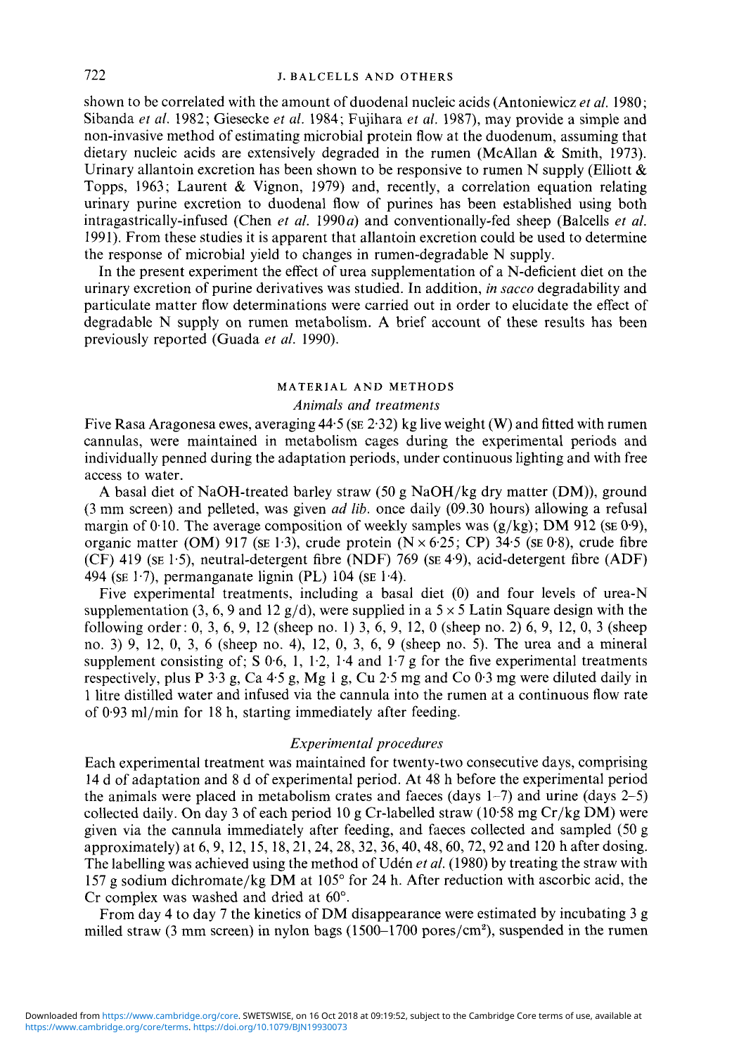shown to be correlated with the amount of duodenal nucleic acids (Antoniewicz *et al.* 1980; Sibanda *et al.* 1982; Giesecke *et al.* 1984; Fujihara *et al.* 1987), may provide a simple and non-invasive method of estimating microbial protein flow at the duodenum, assuming that dietary nucleic acids are extensively degraded in the rumen (McAllan & Smith, 1973). Urinary allantoin excretion has been shown to be responsive to rumen N supply (Elliott & Topps, 1963; Laurent & Vignon, 1979) and, recently, a correlation equation relating urinary purine excretion to duodenal flow of purines has been established using both intragastrically-infused (Chen *et al.* 1990*a*) and conventionally-fed sheep (Balcells *et al.* 1991). From these studies it is apparent that allantoin excretion could be used to determine the response of microbial yield to changes in rumen-degradable N supply.

In the present experiment the effect of urea supplementation of a N-deficient diet on the urinary excretion of purine derivatives was studied. In addition, *in sacco* degradability and particulate matter flow determinations were carried out in order to elucidate the effect of degradable N supply on rumen metabolism. A brief account of these results has been previously reported (Guada *et al.* 1990).

## MATERIAL AND METHODS

### *Animals and treatments*

Five Rasa Aragonesa ewes, averaging 44·5 (SE 2·32) kg live weight (W) and fitted with rumen cannulas, were maintained in metabolism cages during the experimental periods and individually penned during the adaptation periods, under continuous lighting and with free access to water.

A basal diet of NaOH-treated barley straw (50 g NaOH/kg dry matter (DM)), ground (3 mm screen) and pelleted, was given *ad lib.* once daily (09.30 hours) allowing a refusal margin of 0·10. The average composition of weekly samples was (g/kg); DM 912 (SE 0·9), organic matter (OM) 917 (SE 1·3), crude protein (N × 6·25; CP) 34·5 (SE 0·8), crude fibre (CF) 419 (SE 1·5), neutral-detergent fibre (NDF) 769 (SE 4·9), acid-detergent fibre (ADF) 494 (SE 1·7), permanganate lignin (PL) 104 (SE 1·4).

Five experimental treatments, including a basal diet (0) and four levels of urea-N supplementation (3, 6, 9 and 12 g/d), were supplied in a 5 × 5 Latin Square design with the following order: 0, 3, 6, 9, 12 (sheep no. 1) 3, 6, 9, 12, 0 (sheep no. 2) 6, 9, 12, 0, 3 (sheep no. 3) 9, 12, 0, 3, 6 (sheep no. 4), 12, 0, 3, 6, 9 (sheep no. 5). The urea and a mineral supplement consisting of; S 0·6, 1, 1·2, 1·4 and 1·7 g for the five experimental treatments respectively, plus P 3·3 g, Ca 4·5 g, Mg 1 g, Cu 2·5 mg and Co 0·3 mg were diluted daily in 1 litre distilled water and infused via the cannula into the rumen at a continuous flow rate of 0·93 ml/min for 18 h, starting immediately after feeding.

### *Experimental procedures*

Each experimental treatment was maintained for twenty-two consecutive days, comprising 14 d of adaptation and 8 d of experimental period. At 48 h before the experimental period the animals were placed in metabolism crates and faeces (days 1–7) and urine (days 2–5) collected daily. On day 3 of each period 10 g Cr-labelled straw (10·58 mg Cr/kg DM) were given via the cannula immediately after feeding, and faeces collected and sampled (50 g approximately) at 6, 9, 12, 15, 18, 21, 24, 28, 32, 36, 40, 48, 60, 72, 92 and 120 h after dosing. The labelling was achieved using the method of Udén *et al.* (1980) by treating the straw with 157 g sodium dichromate/kg DM at 105° for 24 h. After reduction with ascorbic acid, the Cr complex was washed and dried at 60°.

From day 4 to day 7 the kinetics of DM disappearance were estimated by incubating 3 g milled straw (3 mm screen) in nylon bags (1500–1700 pores/cm²), suspended in the rumen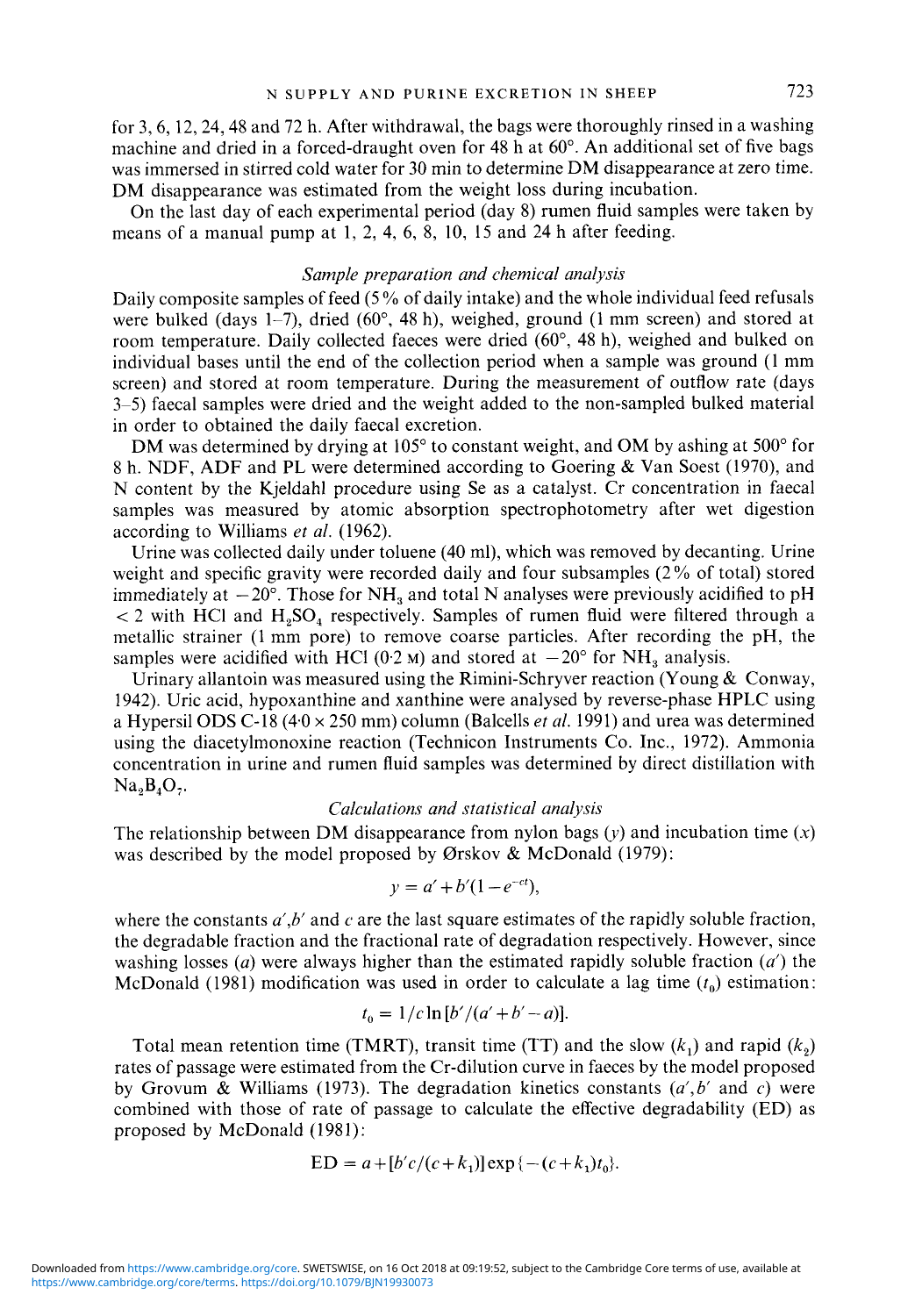for 3, 6, 12, 24, 48 and 72 h. After withdrawal, the bags were thoroughly rinsed in a washing machine and dried in a forced-draught oven for 48 h at 60°. An additional set of five bags was immersed in stirred cold water for 30 min to determine DM disappearance at zero time. DM disappearance was estimated from the weight loss during incubation.

On the last day of each experimental period (day 8) rumen fluid samples were taken by means of a manual pump at 1, 2, 4, 6, 8, 10, 15 and 24 h after feeding.

### *Sample preparation and chemical analysis*

Daily composite samples of feed (5% of daily intake) and the whole individual feed refusals were bulked (days 1–7), dried (60°, 48 h), weighed, ground (1 mm screen) and stored at room temperature. Daily collected faeces were dried (60°, 48 h), weighed and bulked on individual bases until the end of the collection period when a sample was ground (1 mm screen) and stored at room temperature. During the measurement of outflow rate (days 3–5) faecal samples were dried and the weight added to the non-sampled bulked material in order to obtained the daily faecal excretion.

DM was determined by drying at 105° to constant weight, and OM by ashing at 500° for 8 h. NDF, ADF and PL were determined according to Goering & Van Soest (1970), and N content by the Kjeldahl procedure using Se as a catalyst. Cr concentration in faecal samples was measured by atomic absorption spectrophotometry after wet digestion according to Williams *et al.* (1962).

Urine was collected daily under toluene (40 ml), which was removed by decanting. Urine weight and specific gravity were recorded daily and four subsamples (2% of total) stored immediately at −20°. Those for $NH_3$ and total N analyses were previously acidified to pH < 2 with HCl and $H_2SO_4$ respectively. Samples of rumen fluid were filtered through a metallic strainer (1 mm pore) to remove coarse particles. After recording the pH, the samples were acidified with HCl (0·2 M) and stored at −20° for $NH_3$ analysis.

Urinary allantoin was measured using the Rimini-Schryver reaction (Young & Conway, 1942). Uric acid, hypoxanthine and xanthine were analysed by reverse-phase HPLC using a Hypersil ODS C-18 (4·0 × 250 mm) column (Balcells *et al.* 1991) and urea was determined using the diacetylmonoxine reaction (Technicon Instruments Co. Inc., 1972). Ammonia concentration in urine and rumen fluid samples was determined by direct distillation with $Na_2B_4O_7$.

### *Calculations and statistical analysis*

The relationship between DM disappearance from nylon bags ($y$) and incubation time ($x$) was described by the model proposed by Ørskov & McDonald (1979):

$$y = a' + b'(1 - e^{-ct}),$$

where the constants $a'$,$b'$ and $c$ are the last square estimates of the rapidly soluble fraction, the degradable fraction and the fractional rate of degradation respectively. However, since washing losses ($a$) were always higher than the estimated rapidly soluble fraction ($a'$) the McDonald (1981) modification was used in order to calculate a lag time ($t_0$) estimation:

$$t_0 = 1/c \ln [b'/(a' + b' - a)].$$

Total mean retention time (TMRT), transit time (TT) and the slow ($k_1$) and rapid ($k_2$) rates of passage were estimated from the Cr-dilution curve in faeces by the model proposed by Grovum & Williams (1973). The degradation kinetics constants ($a'$, $b'$ and $c$) were combined with those of rate of passage to calculate the effective degradability (ED) as proposed by McDonald (1981):

$$\text{ED} = a + [b'c/(c + k_1)] \exp \{-(c + k_1)t_0\}.$$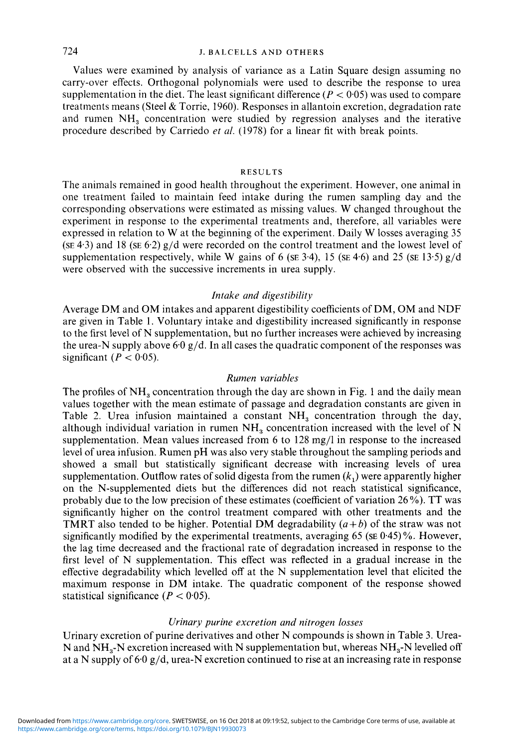Values were examined by analysis of variance as a Latin Square design assuming no carry-over effects. Orthogonal polynomials were used to describe the response to urea supplementation in the diet. The least significant difference ($P < 0.05$) was used to compare treatments means (Steel & Torrie, 1960). Responses in allantoin excretion, degradation rate and rumen $NH_3$ concentration were studied by regression analyses and the iterative procedure described by Carriedo *et al.* (1978) for a linear fit with break points.

## RESULTS

The animals remained in good health throughout the experiment. However, one animal in one treatment failed to maintain feed intake during the rumen sampling day and the corresponding observations were estimated as missing values. W changed throughout the experiment in response to the experimental treatments and, therefore, all variables were expressed in relation to W at the beginning of the experiment. Daily W losses averaging 35 (SE 4·3) and 18 (SE 6·2) g/d were recorded on the control treatment and the lowest level of supplementation respectively, while W gains of 6 (SE 3·4), 15 (SE 4·6) and 25 (SE 13·5) g/d were observed with the successive increments in urea supply.

### *Intake and digestibility*

Average DM and OM intakes and apparent digestibility coefficients of DM, OM and NDF are given in Table 1. Voluntary intake and digestibility increased significantly in response to the first level of N supplementation, but no further increases were achieved by increasing the urea-N supply above 6·0 g/d. In all cases the quadratic component of the responses was significant ($P < 0.05$).

### *Rumen variables*

The profiles of $NH_3$ concentration through the day are shown in Fig. 1 and the daily mean values together with the mean estimate of passage and degradation constants are given in Table 2. Urea infusion maintained a constant $NH_3$ concentration through the day, although individual variation in rumen $NH_3$ concentration increased with the level of N supplementation. Mean values increased from 6 to 128 mg/l in response to the increased level of urea infusion. Rumen pH was also very stable throughout the sampling periods and showed a small but statistically significant decrease with increasing levels of urea supplementation. Outflow rates of solid digesta from the rumen ($k_1$) were apparently higher on the N-supplemented diets but the differences did not reach statistical significance, probably due to the low precision of these estimates (coefficient of variation 26 %). TT was significantly higher on the control treatment compared with other treatments and the TMRT also tended to be higher. Potential DM degradability ($a+b$) of the straw was not significantly modified by the experimental treatments, averaging 65 (SE 0·45) %. However, the lag time decreased and the fractional rate of degradation increased in response to the first level of N supplementation. This effect was reflected in a gradual increase in the effective degradability which levelled off at the N supplementation level that elicited the maximum response in DM intake. The quadratic component of the response showed statistical significance ($P < 0.05$).

### *Urinary purine excretion and nitrogen losses*

Urinary excretion of purine derivatives and other N compounds is shown in Table 3. Urea-N and $NH_3$-N excretion increased with N supplementation but, whereas $NH_3$-N levelled off at a N supply of 6·0 g/d, urea-N excretion continued to rise at an increasing rate in response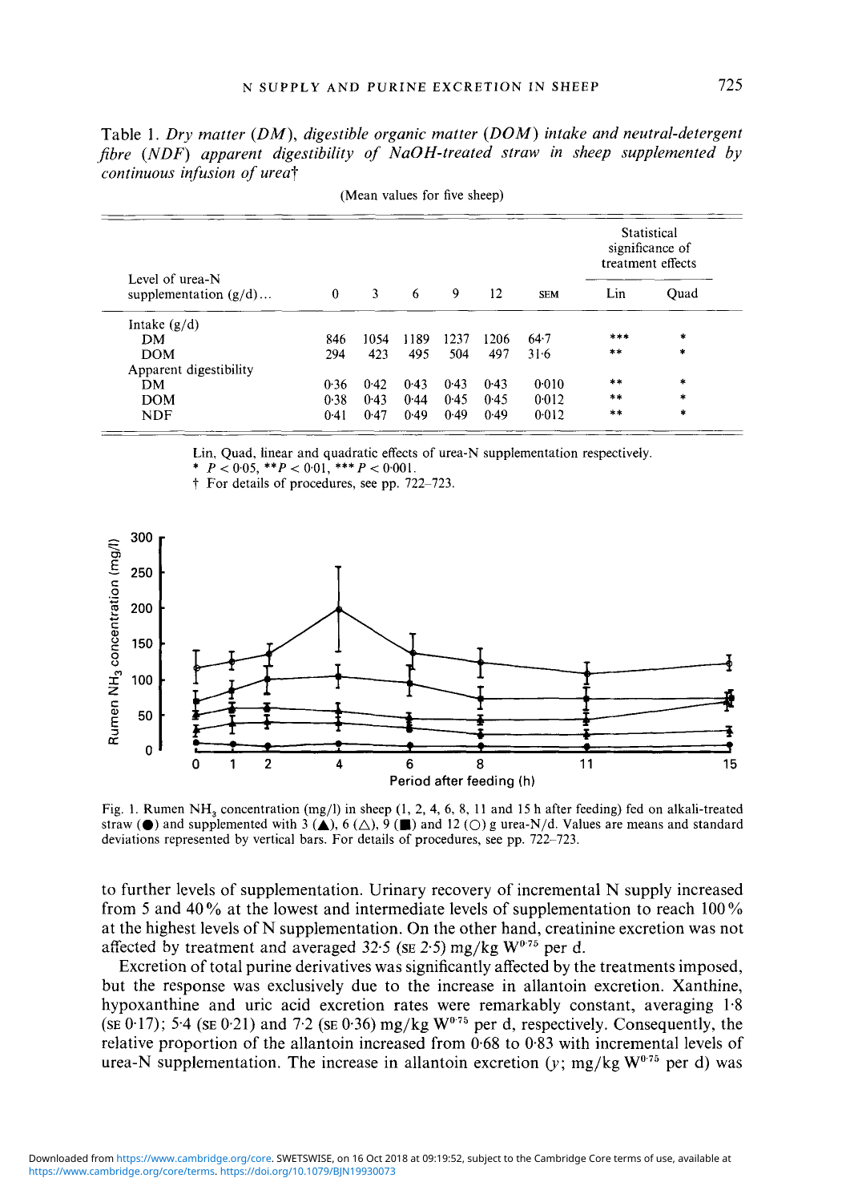Table 1. *Dry matter (DM), digestible organic matter (DOM) intake and neutral-detergent fibre (NDF) apparent digestibility of NaOH-treated straw in sheep supplemented by continuous infusion of urea*†

(Mean values for five sheep)

| Level of urea-N supplementation (g/d)... | 0 | 3 | 6 | 9 | 12 | SEM | Statistical significance of treatment effects: Lin | Quad |
|---|---|---|---|---|---|---|---|---|
| Intake (g/d) | | | | | | | | |
| DM | 846 | 1054 | 1189 | 1237 | 1206 | 64·7 | *** | * |
| DOM | 294 | 423 | 495 | 504 | 497 | 31·6 | ** | * |
| Apparent digestibility | | | | | | | | |
| DM | 0·36 | 0·42 | 0·43 | 0·43 | 0·43 | 0·010 | ** | * |
| DOM | 0·38 | 0·43 | 0·44 | 0·45 | 0·45 | 0·012 | ** | * |
| NDF | 0·41 | 0·47 | 0·49 | 0·49 | 0·49 | 0·012 | ** | * |

Lin, Quad, linear and quadratic effects of urea-N supplementation respectively.
* $P < 0·05$, ** $P < 0·01$, *** $P < 0·001$.
† For details of procedures, see pp. 722–723.

Fig. 1. Rumen $NH_3$ concentration (mg/l) in sheep (1, 2, 4, 6, 8, 11 and 15 h after feeding) fed on alkali-treated straw (●) and supplemented with 3 (▲), 6 (△), 9 (■) and 12 (○) g urea-N/d. Values are means and standard deviations represented by vertical bars. For details of procedures, see pp. 722–723.

to further levels of supplementation. Urinary recovery of incremental N supply increased from 5 and 40% at the lowest and intermediate levels of supplementation to reach 100% at the highest levels of N supplementation. On the other hand, creatinine excretion was not affected by treatment and averaged 32·5 (SE 2·5) mg/kg $W^{0·75}$ per d.

Excretion of total purine derivatives was significantly affected by the treatments imposed, but the response was exclusively due to the increase in allantoin excretion. Xanthine, hypoxanthine and uric acid excretion rates were remarkably constant, averaging 1·8 (SE 0·17); 5·4 (SE 0·21) and 7·2 (SE 0·36) mg/kg $W^{0·75}$ per d, respectively. Consequently, the relative proportion of the allantoin increased from 0·68 to 0·83 with incremental levels of urea-N supplementation. The increase in allantoin excretion ($y$; mg/kg $W^{0·75}$ per d) was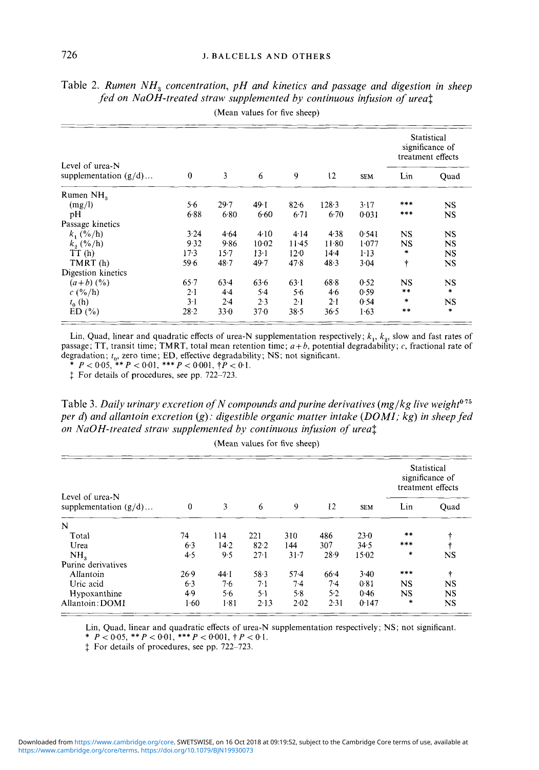Table 2. *Rumen $NH_3$ concentration, pH and kinetics and passage and digestion in sheep fed on NaOH-treated straw supplemented by continuous infusion of urea*‡

(Mean values for five sheep)

| Level of urea-N supplementation (g/d)... | 0 | 3 | 6 | 9 | 12 | SEM | Statistical significance of treatment effects: Lin | Quad |
|---|---|---|---|---|---|---|---|---|
| Rumen $NH_3$ | | | | | | | | |
| (mg/l) | 5·6 | 29·7 | 49·1 | 82·6 | 128·3 | 3·17 | *** | NS |
| pH | 6·88 | 6·80 | 6·60 | 6·71 | 6·70 | 0·031 | *** | NS |
| Passage kinetics | | | | | | | | |
| $k_1$ (%/h) | 3·24 | 4·64 | 4·10 | 4·14 | 4·38 | 0·541 | NS | NS |
| $k_2$ (%/h) | 9·32 | 9·86 | 10·02 | 11·45 | 11·80 | 1·077 | NS | NS |
| TT (h) | 17·3 | 15·7 | 13·1 | 12·0 | 14·4 | 1·13 | * | NS |
| TMRT (h) | 59·6 | 48·7 | 49·7 | 47·8 | 48·3 | 3·04 | † | NS |
| Digestion kinetics | | | | | | | | |
| $(a+b)$ (%) | 65·7 | 63·4 | 63·6 | 63·1 | 68·8 | 0·52 | NS | NS |
| $c$ (%/h) | 2·1 | 4·4 | 5·4 | 5·6 | 4·6 | 0·59 | ** | * |
| $t_0$ (h) | 3·1 | 2·4 | 2·3 | 2·1 | 2·1 | 0·54 | * | NS |
| ED (%) | 28·2 | 33·0 | 37·0 | 38·5 | 36·5 | 1·63 | ** | * |

Lin, Quad, linear and quadratic effects of urea-N supplementation respectively; $k_1$, $k_2$, slow and fast rates of passage; TT, transit time; TMRT, total mean retention time; $a+b$, potential degradability; $c$, fractional rate of degradation; $t_0$, zero time; ED, effective degradability; NS; not significant.

* $P < 0·05$, ** $P < 0·01$, *** $P < 0·001$, † $P < 0·1$.

‡ For details of procedures, see pp. 722–723.

Table 3. *Daily urinary excretion of N compounds and purine derivatives (mg/kg live weight$^{0·75}$ per d) and allantoin excretion (g): digestible organic matter intake (DOMI; kg) in sheep fed on NaOH-treated straw supplemented by continuous infusion of urea*‡

(Mean values for five sheep)

| Level of urea-N supplementation (g/d)... | 0 | 3 | 6 | 9 | 12 | SEM | Statistical significance of treatment effects: Lin | Quad |
|---|---|---|---|---|---|---|---|---|
| N | | | | | | | | |
| Total | 74 | 114 | 221 | 310 | 486 | 23·0 | ** | † |
| Urea | 6·3 | 14·2 | 82·2 | 144 | 307 | 34·5 | *** | † |
| $NH_3$ | 4·5 | 9·5 | 27·1 | 31·7 | 28·9 | 15·02 | * | NS |
| Purine derivatives | | | | | | | | |
| Allantoin | 26·9 | 44·1 | 58·3 | 57·4 | 66·4 | 3·40 | *** | † |
| Uric acid | 6·3 | 7·6 | 7·1 | 7·4 | 7·4 | 0·81 | NS | NS |
| Hypoxanthine | 4·9 | 5·6 | 5·1 | 5·8 | 5·2 | 0·46 | NS | NS |
| Allantoin:DOMI | 1·60 | 1·81 | 2·13 | 2·02 | 2·31 | 0·147 | * | NS |

Lin, Quad, linear and quadratic effects of urea-N supplementation respectively; NS; not significant.

* $P < 0·05$, ** $P < 0·01$, *** $P < 0·001$, † $P < 0·1$.

‡ For details of procedures, see pp. 722–723.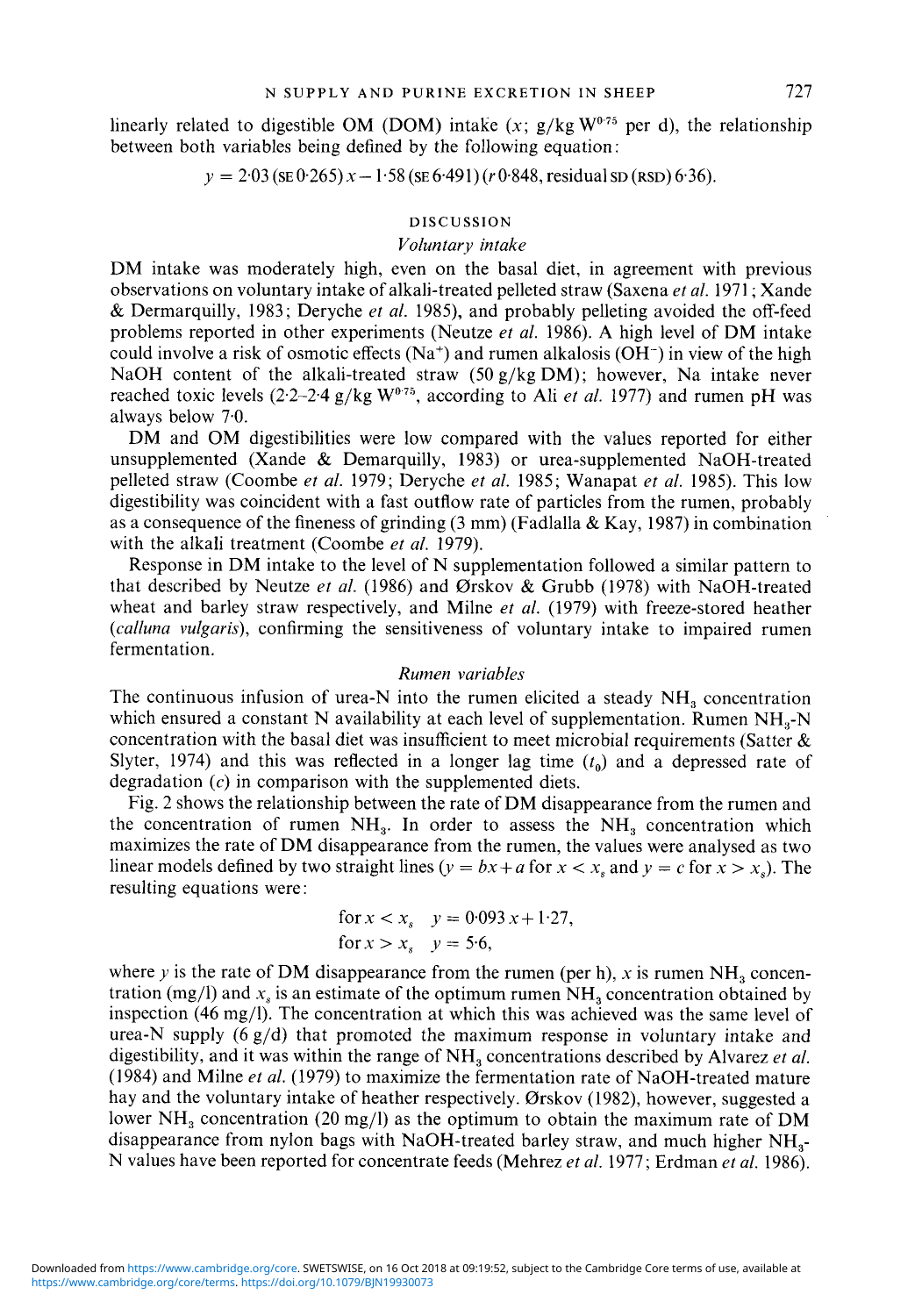linearly related to digestible OM (DOM) intake ($x$; g/kg $W^{0.75}$ per d), the relationship between both variables being defined by the following equation:

$$y = 2.03\,(\text{SE}\,0.265)\,x - 1.58\,(\text{SE}\,6.491)\,(r\,0.848, \text{residual SD (RSD)}\,6.36).$$

## DISCUSSION

### *Voluntary intake*

DM intake was moderately high, even on the basal diet, in agreement with previous observations on voluntary intake of alkali-treated pelleted straw (Saxena *et al.* 1971; Xande & Dermarquilly, 1983; Deryche *et al.* 1985), and probably pelleting avoided the off-feed problems reported in other experiments (Neutze *et al.* 1986). A high level of DM intake could involve a risk of osmotic effects ($Na^{+}$) and rumen alkalosis ($OH^{-}$) in view of the high NaOH content of the alkali-treated straw (50 g/kg DM); however, Na intake never reached toxic levels (2·2–2·4 g/kg $W^{0.75}$, according to Ali *et al.* 1977) and rumen pH was always below 7·0.

DM and OM digestibilities were low compared with the values reported for either unsupplemented (Xande & Demarquilly, 1983) or urea-supplemented NaOH-treated pelleted straw (Coombe *et al.* 1979; Deryche *et al.* 1985; Wanapat *et al.* 1985). This low digestibility was coincident with a fast outflow rate of particles from the rumen, probably as a consequence of the fineness of grinding (3 mm) (Fadlalla & Kay, 1987) in combination with the alkali treatment (Coombe *et al.* 1979).

Response in DM intake to the level of N supplementation followed a similar pattern to that described by Neutze *et al.* (1986) and Ørskov & Grubb (1978) with NaOH-treated wheat and barley straw respectively, and Milne *et al.* (1979) with freeze-stored heather (*calluna vulgaris*), confirming the sensitiveness of voluntary intake to impaired rumen fermentation.

### *Rumen variables*

The continuous infusion of urea-N into the rumen elicited a steady $NH_3$ concentration which ensured a constant N availability at each level of supplementation. Rumen $NH_3$-N concentration with the basal diet was insufficient to meet microbial requirements (Satter & Slyter, 1974) and this was reflected in a longer lag time ($t_0$) and a depressed rate of degradation ($c$) in comparison with the supplemented diets.

Fig. 2 shows the relationship between the rate of DM disappearance from the rumen and the concentration of rumen $NH_3$. In order to assess the $NH_3$ concentration which maximizes the rate of DM disappearance from the rumen, the values were analysed as two linear models defined by two straight lines ($y = bx + a$ for $x < x_s$ and $y = c$ for $x > x_s$). The resulting equations were:

$$\text{for } x < x_s \quad y = 0.093\,x + 1.27,$$
$$\text{for } x > x_s \quad y = 5.6,$$

where $y$ is the rate of DM disappearance from the rumen (per h), $x$ is rumen $NH_3$ concentration (mg/l) and $x_s$ is an estimate of the optimum rumen $NH_3$ concentration obtained by inspection (46 mg/l). The concentration at which this was achieved was the same level of urea-N supply (6 g/d) that promoted the maximum response in voluntary intake and digestibility, and it was within the range of $NH_3$ concentrations described by Alvarez *et al.* (1984) and Milne *et al.* (1979) to maximize the fermentation rate of NaOH-treated mature hay and the voluntary intake of heather respectively. Ørskov (1982), however, suggested a lower $NH_3$ concentration (20 mg/l) as the optimum to obtain the maximum rate of DM disappearance from nylon bags with NaOH-treated barley straw, and much higher $NH_3$-N values have been reported for concentrate feeds (Mehrez *et al.* 1977; Erdman *et al.* 1986).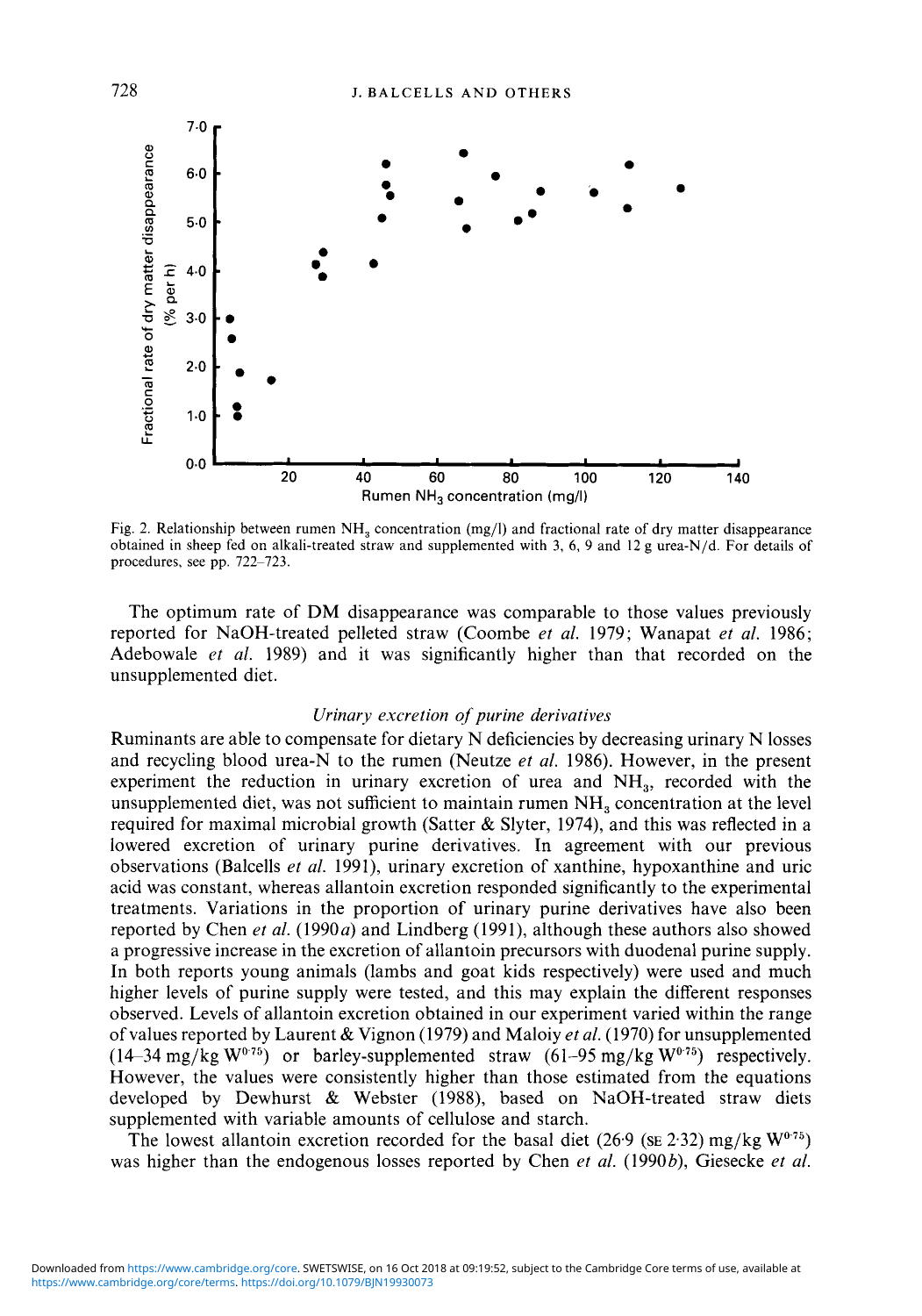Fig. 2. Relationship between rumen $NH_3$ concentration (mg/l) and fractional rate of dry matter disappearance obtained in sheep fed on alkali-treated straw and supplemented with 3, 6, 9 and 12 g urea-N/d. For details of procedures, see pp. 722–723.

The optimum rate of DM disappearance was comparable to those values previously reported for NaOH-treated pelleted straw (Coombe *et al.* 1979; Wanapat *et al.* 1986; Adebowale *et al.* 1989) and it was significantly higher than that recorded on the unsupplemented diet.

### *Urinary excretion of purine derivatives*

Ruminants are able to compensate for dietary N deficiencies by decreasing urinary N losses and recycling blood urea-N to the rumen (Neutze *et al.* 1986). However, in the present experiment the reduction in urinary excretion of urea and $NH_3$, recorded with the unsupplemented diet, was not sufficient to maintain rumen $NH_3$ concentration at the level required for maximal microbial growth (Satter & Slyter, 1974), and this was reflected in a lowered excretion of urinary purine derivatives. In agreement with our previous observations (Balcells *et al.* 1991), urinary excretion of xanthine, hypoxanthine and uric acid was constant, whereas allantoin excretion responded significantly to the experimental treatments. Variations in the proportion of urinary purine derivatives have also been reported by Chen *et al.* (1990*a*) and Lindberg (1991), although these authors also showed a progressive increase in the excretion of allantoin precursors with duodenal purine supply. In both reports young animals (lambs and goat kids respectively) were used and much higher levels of purine supply were tested, and this may explain the different responses observed. Levels of allantoin excretion obtained in our experiment varied within the range of values reported by Laurent & Vignon (1979) and Maloiy *et al.* (1970) for unsupplemented (14–34 mg/kg $W^{0.75}$) or barley-supplemented straw (61–95 mg/kg $W^{0.75}$) respectively. However, the values were consistently higher than those estimated from the equations developed by Dewhurst & Webster (1988), based on NaOH-treated straw diets supplemented with variable amounts of cellulose and starch.

The lowest allantoin excretion recorded for the basal diet (26·9 (SE 2·32) mg/kg $W^{0.75}$) was higher than the endogenous losses reported by Chen *et al.* (1990*b*), Giesecke *et al.*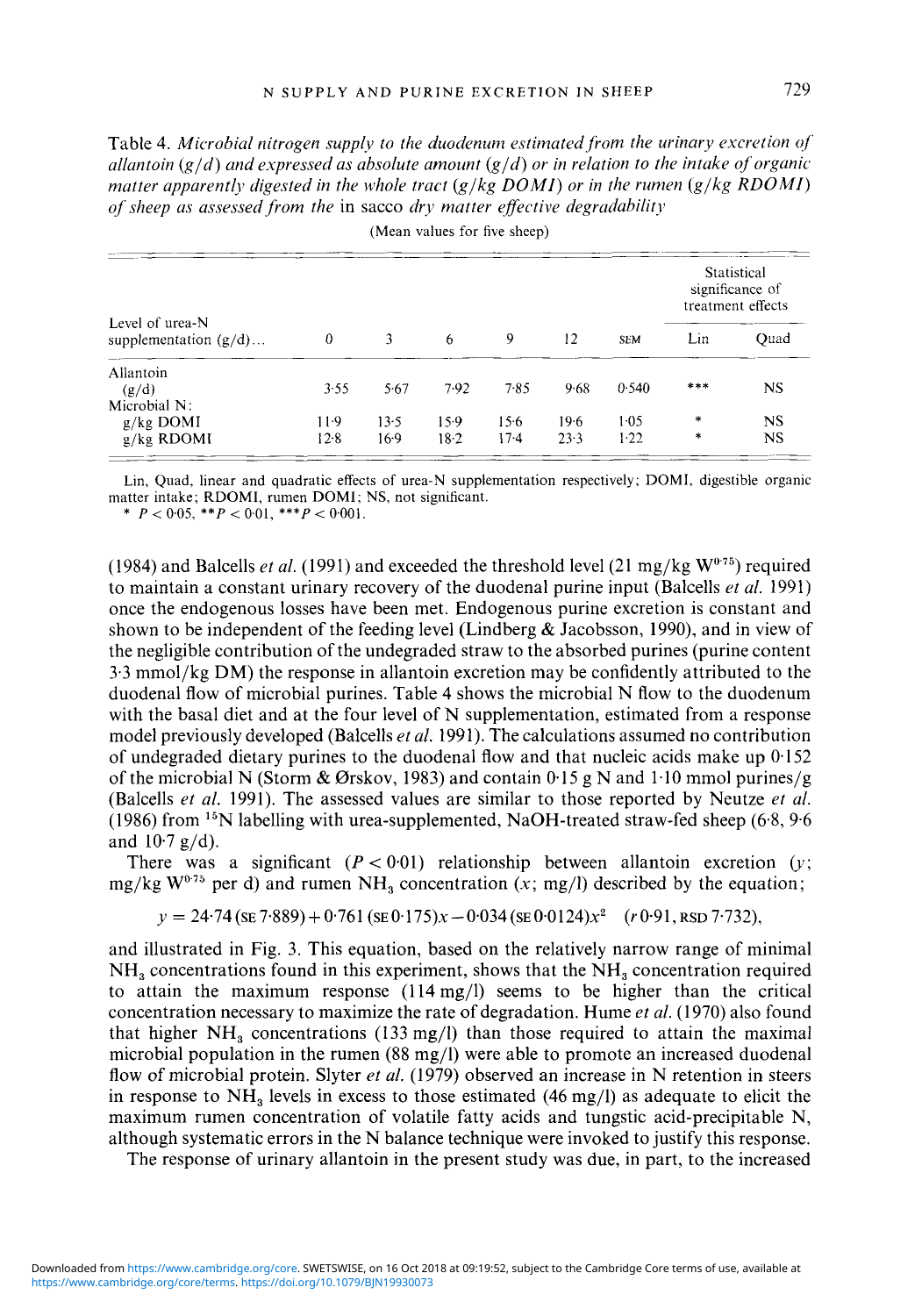Table 4. *Microbial nitrogen supply to the duodenum estimated from the urinary excretion of allantoin (g/d) and expressed as absolute amount (g/d) or in relation to the intake of organic matter apparently digested in the whole tract (g/kg DOMI) or in the rumen (g/kg RDOMI) of sheep as assessed from the* in sacco *dry matter effective degradability*

(Mean values for five sheep)

| Level of urea-N supplementation (g/d)... | 0 | 3 | 6 | 9 | 12 | SEM | Statistical significance of treatment effects | |
|---|---|---|---|---|---|---|---|---|
| | | | | | | | Lin | Quad |
| Allantoin (g/d) | 3·55 | 5·67 | 7·92 | 7·85 | 9·68 | 0·540 | *** | NS |
| Microbial N: | | | | | | | | |
| g/kg DOMI | 11·9 | 13·5 | 15·9 | 15·6 | 19·6 | 1·05 | * | NS |
| g/kg RDOMI | 12·8 | 16·9 | 18·2 | 17·4 | 23·3 | 1·22 | * | NS |

Lin, Quad, linear and quadratic effects of urea-N supplementation respectively; DOMI, digestible organic matter intake; RDOMI, rumen DOMI; NS, not significant.
* $P < 0·05$, ** $P < 0·01$, *** $P < 0·001$.

(1984) and Balcells *et al.* (1991) and exceeded the threshold level (21 mg/kg $W^{0·75}$) required to maintain a constant urinary recovery of the duodenal purine input (Balcells *et al.* 1991) once the endogenous losses have been met. Endogenous purine excretion is constant and shown to be independent of the feeding level (Lindberg & Jacobsson, 1990), and in view of the negligible contribution of the undegraded straw to the absorbed purines (purine content 3·3 mmol/kg DM) the response in allantoin excretion may be confidently attributed to the duodenal flow of microbial purines. Table 4 shows the microbial N flow to the duodenum with the basal diet and at the four level of N supplementation, estimated from a response model previously developed (Balcells *et al.* 1991). The calculations assumed no contribution of undegraded dietary purines to the duodenal flow and that nucleic acids make up 0·152 of the microbial N (Storm & Ørskov, 1983) and contain 0·15 g N and 1·10 mmol purines/g (Balcells *et al.* 1991). The assessed values are similar to those reported by Neutze *et al.* (1986) from $^{15}N$ labelling with urea-supplemented, NaOH-treated straw-fed sheep (6·8, 9·6 and 10·7 g/d).

There was a significant ($P < 0·01$) relationship between allantoin excretion ($y$; mg/kg $W^{0·75}$ per d) and rumen $NH_3$ concentration ($x$; mg/l) described by the equation;

$$y = 24·74\,(\text{SE } 7·889) + 0·761\,(\text{SE } 0·175)x - 0·034\,(\text{SE } 0·0124)x^2 \quad (r\,0·91, \text{RSD } 7·732),$$

and illustrated in Fig. 3. This equation, based on the relatively narrow range of minimal $NH_3$ concentrations found in this experiment, shows that the $NH_3$ concentration required to attain the maximum response (114 mg/l) seems to be higher than the critical concentration necessary to maximize the rate of degradation. Hume *et al.* (1970) also found that higher $NH_3$ concentrations (133 mg/l) than those required to attain the maximal microbial population in the rumen (88 mg/l) were able to promote an increased duodenal flow of microbial protein. Slyter *et al.* (1979) observed an increase in N retention in steers in response to $NH_3$ levels in excess to those estimated (46 mg/l) as adequate to elicit the maximum rumen concentration of volatile fatty acids and tungstic acid-precipitable N, although systematic errors in the N balance technique were invoked to justify this response.

The response of urinary allantoin in the present study was due, in part, to the increased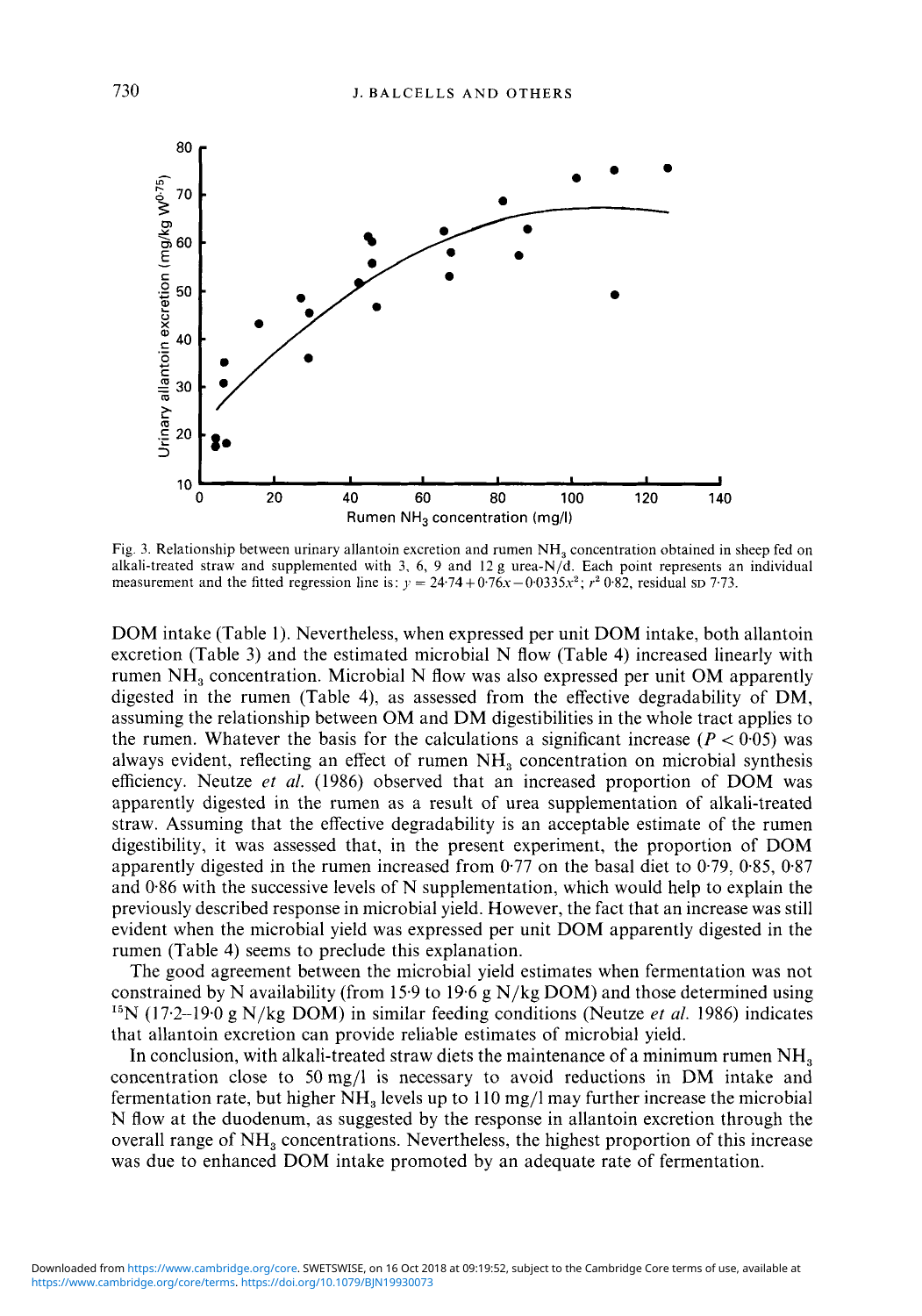Fig. 3. Relationship between urinary allantoin excretion and rumen $NH_3$ concentration obtained in sheep fed on alkali-treated straw and supplemented with 3, 6, 9 and 12 g urea-N/d. Each point represents an individual measurement and the fitted regression line is: $y = 24.74 + 0.76x - 0.0335x^2$; $r^2$ 0.82, residual SD 7.73.

DOM intake (Table 1). Nevertheless, when expressed per unit DOM intake, both allantoin excretion (Table 3) and the estimated microbial N flow (Table 4) increased linearly with rumen $NH_3$ concentration. Microbial N flow was also expressed per unit OM apparently digested in the rumen (Table 4), as assessed from the effective degradability of DM, assuming the relationship between OM and DM digestibilities in the whole tract applies to the rumen. Whatever the basis for the calculations a significant increase ($P < 0.05$) was always evident, reflecting an effect of rumen $NH_3$ concentration on microbial synthesis efficiency. Neutze *et al.* (1986) observed that an increased proportion of DOM was apparently digested in the rumen as a result of urea supplementation of alkali-treated straw. Assuming that the effective degradability is an acceptable estimate of the rumen digestibility, it was assessed that, in the present experiment, the proportion of DOM apparently digested in the rumen increased from 0.77 on the basal diet to 0.79, 0.85, 0.87 and 0.86 with the successive levels of N supplementation, which would help to explain the previously described response in microbial yield. However, the fact that an increase was still evident when the microbial yield was expressed per unit DOM apparently digested in the rumen (Table 4) seems to preclude this explanation.

The good agreement between the microbial yield estimates when fermentation was not constrained by N availability (from 15.9 to 19.6 g N/kg DOM) and those determined using $^{15}N$ (17.2–19.0 g N/kg DOM) in similar feeding conditions (Neutze *et al.* 1986) indicates that allantoin excretion can provide reliable estimates of microbial yield.

In conclusion, with alkali-treated straw diets the maintenance of a minimum rumen $NH_3$ concentration close to 50 mg/l is necessary to avoid reductions in DM intake and fermentation rate, but higher $NH_3$ levels up to 110 mg/l may further increase the microbial N flow at the duodenum, as suggested by the response in allantoin excretion through the overall range of $NH_3$ concentrations. Nevertheless, the highest proportion of this increase was due to enhanced DOM intake promoted by an adequate rate of fermentation.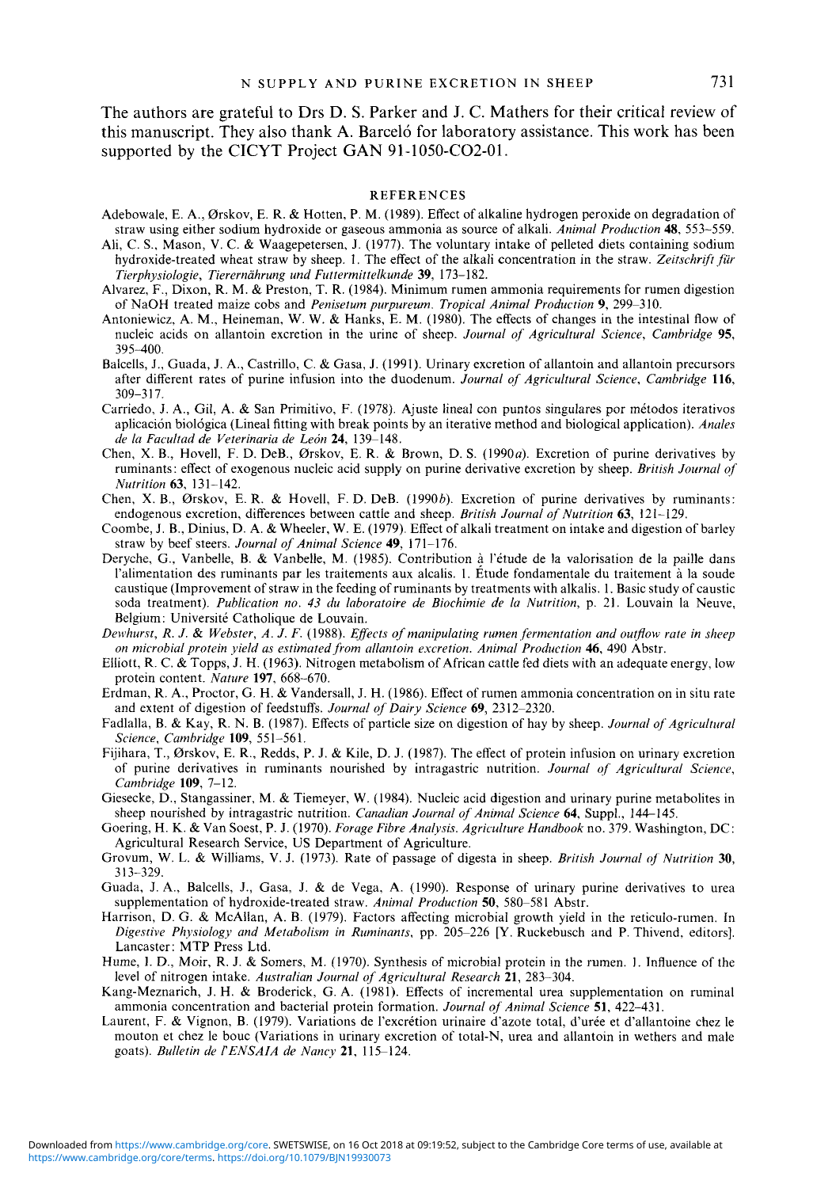The authors are grateful to Drs D. S. Parker and J. C. Mathers for their critical review of this manuscript. They also thank A. Barceló for laboratory assistance. This work has been supported by the CICYT Project GAN 91-1050-CO2-01.

## REFERENCES

Adebowale, E. A., Ørskov, E. R. & Hotten, P. M. (1989). Effect of alkaline hydrogen peroxide on degradation of straw using either sodium hydroxide or gaseous ammonia as source of alkali. *Animal Production* **48**, 553–559.

Ali, C. S., Mason, V. C. & Waagepetersen, J. (1977). The voluntary intake of pelleted diets containing sodium hydroxide-treated wheat straw by sheep. 1. The effect of the alkali concentration in the straw. *Zeitschrift für Tierphysiologie, Tierernährung und Futtermittelkunde* **39**, 173–182.

Alvarez, F., Dixon, R. M. & Preston, T. R. (1984). Minimum rumen ammonia requirements for rumen digestion of NaOH treated maize cobs and *Penisetum purpureum*. *Tropical Animal Production* **9**, 299–310.

Antoniewicz, A. M., Heineman, W. W. & Hanks, E. M. (1980). The effects of changes in the intestinal flow of nucleic acids on allantoin excretion in the urine of sheep. *Journal of Agricultural Science, Cambridge* **95**, 395–400.

Balcells, J., Guada, J. A., Castrillo, C. & Gasa, J. (1991). Urinary excretion of allantoin and allantoin precursors after different rates of purine infusion into the duodenum. *Journal of Agricultural Science, Cambridge* **116**, 309–317.

Carriedo, J. A., Gil, A. & San Primitivo, F. (1978). Ajuste lineal con puntos singulares por métodos iterativos aplicación biológica (Lineal fitting with break points by an iterative method and biological application). *Anales de la Facultad de Veterinaria de León* **24**, 139–148.

Chen, X. B., Hovell, F. D. DeB., Ørskov, E. R. & Brown, D. S. (1990*a*). Excretion of purine derivatives by ruminants: effect of exogenous nucleic acid supply on purine derivative excretion by sheep. *British Journal of Nutrition* **63**, 131–142.

Chen, X. B., Ørskov, E. R. & Hovell, F. D. DeB. (1990*b*). Excretion of purine derivatives by ruminants: endogenous excretion, differences between cattle and sheep. *British Journal of Nutrition* **63**, 121–129.

Coombe, J. B., Dinius, D. A. & Wheeler, W. E. (1979). Effect of alkali treatment on intake and digestion of barley straw by beef steers. *Journal of Animal Science* **49**, 171–176.

Deryche, G., Vanbelle, B. & Vanbelle, M. (1985). Contribution à l'étude de la valorisation de la paille dans l'alimentation des ruminants par les traitements aux alcalis. 1. Étude fondamentale du traitement à la soude caustique (Improvement of straw in the feeding of ruminants by treatments with alkalis. 1. Basic study of caustic soda treatment). *Publication no. 43 du laboratoire de Biochimie de la Nutrition*, p. 21. Louvain la Neuve, Belgium: Université Catholique de Louvain.

*Dewhurst, R. J. & Webster, A. J. F.* (1988). *Effects of manipulating rumen fermentation and outflow rate in sheep on microbial protein yield as estimated from allantoin excretion. Animal Production* **46**, 490 Abstr.

Elliott, R. C. & Topps, J. H. (1963). Nitrogen metabolism of African cattle fed diets with an adequate energy, low protein content. *Nature* **197**, 668–670.

Erdman, R. A., Proctor, G. H. & Vandersall, J. H. (1986). Effect of rumen ammonia concentration on in situ rate and extent of digestion of feedstuffs. *Journal of Dairy Science* **69**, 2312–2320.

Fadlalla, B. & Kay, R. N. B. (1987). Effects of particle size on digestion of hay by sheep. *Journal of Agricultural Science, Cambridge* **109**, 551–561.

Fijihara, T., Ørskov, E. R., Redds, P. J. & Kile, D. J. (1987). The effect of protein infusion on urinary excretion of purine derivatives in ruminants nourished by intragastric nutrition. *Journal of Agricultural Science, Cambridge* **109**, 7–12.

Giesecke, D., Stangassiner, M. & Tiemeyer, W. (1984). Nucleic acid digestion and urinary purine metabolites in sheep nourished by intragastric nutrition. *Canadian Journal of Animal Science* **64**, Suppl., 144–145.

Goering, H. K. & Van Soest, P. J. (1970). *Forage Fibre Analysis. Agriculture Handbook* no. 379. Washington, DC: Agricultural Research Service, US Department of Agriculture.

Grovum, W. L. & Williams, V. J. (1973). Rate of passage of digesta in sheep. *British Journal of Nutrition* **30**, 313–329.

Guada, J. A., Balcells, J., Gasa, J. & de Vega, A. (1990). Response of urinary purine derivatives to urea supplementation of hydroxide-treated straw. *Animal Production* **50**, 580–581 Abstr.

Harrison, D. G. & McAllan, A. B. (1979). Factors affecting microbial growth yield in the reticulo-rumen. In *Digestive Physiology and Metabolism in Ruminants*, pp. 205–226 [Y. Ruckebusch and P. Thivend, editors]. Lancaster: MTP Press Ltd.

Hume, I. D., Moir, R. J. & Somers, M. (1970). Synthesis of microbial protein in the rumen. 1. Influence of the level of nitrogen intake. *Australian Journal of Agricultural Research* **21**, 283–304.

Kang-Meznarich, J. H. & Broderick, G. A. (1981). Effects of incremental urea supplementation on ruminal ammonia concentration and bacterial protein formation. *Journal of Animal Science* **51**, 422–431.

Laurent, F. & Vignon, B. (1979). Variations de l'excrétion urinaire d'azote total, d'urée et d'allantoine chez le mouton et chez le bouc (Variations in urinary excretion of total-N, urea and allantoin in wethers and male goats). *Bulletin de l'ENSAIA de Nancy* **21**, 115–124.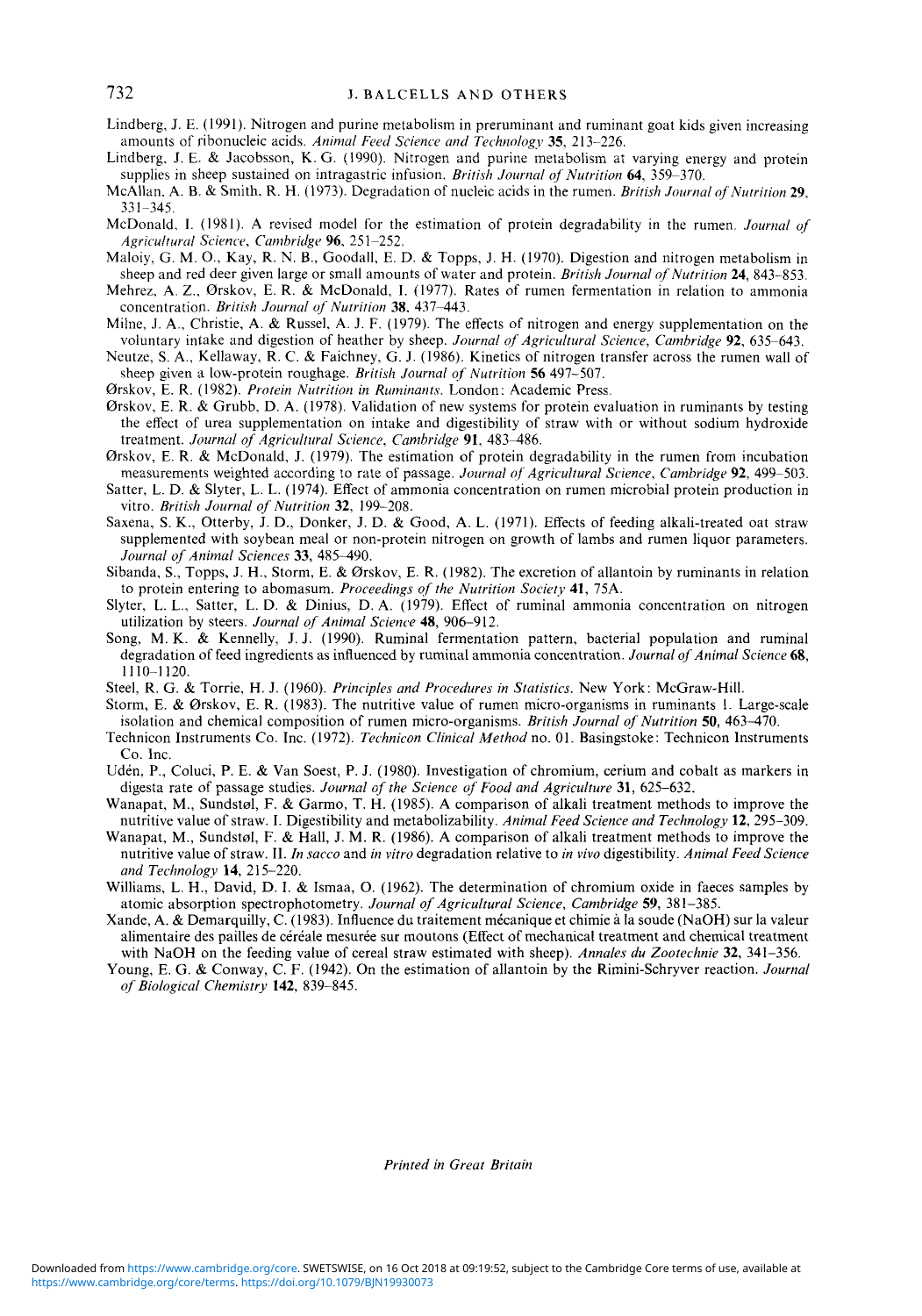Lindberg, J. E. (1991). Nitrogen and purine metabolism in preruminant and ruminant goat kids given increasing amounts of ribonucleic acids. *Animal Feed Science and Technology* **35**, 213–226.

Lindberg, J. E. & Jacobsson, K. G. (1990). Nitrogen and purine metabolism at varying energy and protein supplies in sheep sustained on intragastric infusion. *British Journal of Nutrition* **64**, 359–370.

McAllan, A. B. & Smith, R. H. (1973). Degradation of nucleic acids in the rumen. *British Journal of Nutrition* **29**, 331–345.

McDonald, I. (1981). A revised model for the estimation of protein degradability in the rumen. *Journal of Agricultural Science, Cambridge* **96**, 251–252.

Maloiy, G. M. O., Kay, R. N. B., Goodall, E. D. & Topps, J. H. (1970). Digestion and nitrogen metabolism in sheep and red deer given large or small amounts of water and protein. *British Journal of Nutrition* **24**, 843–853.

Mehrez, A. Z., Ørskov, E. R. & McDonald, I. (1977). Rates of rumen fermentation in relation to ammonia concentration. *British Journal of Nutrition* **38**, 437–443.

Milne, J. A., Christie, A. & Russel, A. J. F. (1979). The effects of nitrogen and energy supplementation on the voluntary intake and digestion of heather by sheep. *Journal of Agricultural Science, Cambridge* **92**, 635–643.

Neutze, S. A., Kellaway, R. C. & Faichney, G. J. (1986). Kinetics of nitrogen transfer across the rumen wall of sheep given a low-protein roughage. *British Journal of Nutrition* **56** 497–507.

Ørskov, E. R. (1982). *Protein Nutrition in Ruminants*. London: Academic Press.

Ørskov, E. R. & Grubb, D. A. (1978). Validation of new systems for protein evaluation in ruminants by testing the effect of urea supplementation on intake and digestibility of straw with or without sodium hydroxide treatment. *Journal of Agricultural Science, Cambridge* **91**, 483–486.

Ørskov, E. R. & McDonald, J. (1979). The estimation of protein degradability in the rumen from incubation measurements weighted according to rate of passage. *Journal of Agricultural Science, Cambridge* **92**, 499–503.

Satter, L. D. & Slyter, L. L. (1974). Effect of ammonia concentration on rumen microbial protein production in vitro. *British Journal of Nutrition* **32**, 199–208.

Saxena, S. K., Otterby, J. D., Donker, J. D. & Good, A. L. (1971). Effects of feeding alkali-treated oat straw supplemented with soybean meal or non-protein nitrogen on growth of lambs and rumen liquor parameters. *Journal of Animal Sciences* **33**, 485–490.

Sibanda, S., Topps, J. H., Storm, E. & Ørskov, E. R. (1982). The excretion of allantoin by ruminants in relation to protein entering to abomasum. *Proceedings of the Nutrition Society* **41**, 75A.

Slyter, L. L., Satter, L. D. & Dinius, D. A. (1979). Effect of ruminal ammonia concentration on nitrogen utilization by steers. *Journal of Animal Science* **48**, 906–912.

Song, M. K. & Kennelly, J. J. (1990). Ruminal fermentation pattern, bacterial population and ruminal degradation of feed ingredients as influenced by ruminal ammonia concentration. *Journal of Animal Science* **68**, 1110–1120.

Steel, R. G. & Torrie, H. J. (1960). *Principles and Procedures in Statistics*. New York: McGraw-Hill.

Storm, E. & Ørskov, E. R. (1983). The nutritive value of rumen micro-organisms in ruminants 1. Large-scale isolation and chemical composition of rumen micro-organisms. *British Journal of Nutrition* **50**, 463–470.

Technicon Instruments Co. Inc. (1972). *Technicon Clinical Method* no. 01. Basingstoke: Technicon Instruments Co. Inc.

Udén, P., Coluci, P. E. & Van Soest, P. J. (1980). Investigation of chromium, cerium and cobalt as markers in digesta rate of passage studies. *Journal of the Science of Food and Agriculture* **31**, 625–632.

Wanapat, M., Sundstøl, F. & Garmo, T. H. (1985). A comparison of alkali treatment methods to improve the nutritive value of straw. I. Digestibility and metabolizability. *Animal Feed Science and Technology* **12**, 295–309.

Wanapat, M., Sundstøl, F. & Hall, J. M. R. (1986). A comparison of alkali treatment methods to improve the nutritive value of straw. II. *In sacco* and *in vitro* degradation relative to *in vivo* digestibility. *Animal Feed Science and Technology* **14**, 215–220.

Williams, L. H., David, D. I. & Ismaa, O. (1962). The determination of chromium oxide in faeces samples by atomic absorption spectrophotometry. *Journal of Agricultural Science, Cambridge* **59**, 381–385.

Xande, A. & Demarquilly, C. (1983). Influence du traitement mécanique et chimie à la soude (NaOH) sur la valeur alimentaire des pailles de céréale mesurée sur moutons (Effect of mechanical treatment and chemical treatment with NaOH on the feeding value of cereal straw estimated with sheep). *Annales du Zootechnie* **32**, 341–356.

Young, E. G. & Conway, C. F. (1942). On the estimation of allantoin by the Rimini-Schryver reaction. *Journal of Biological Chemistry* **142**, 839–845.

*Printed in Great Britain*